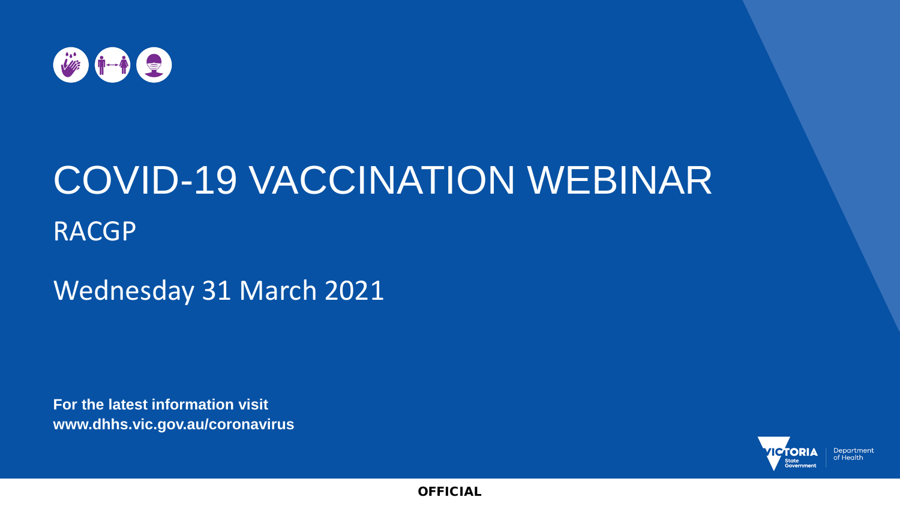# COVID-19 VACCINATION WEBINAR

## RACGP

Wednesday 31 March 2021

**For the latest information visit**
**www.dhhs.vic.gov.au/coronavirus**

VICTORIA State Government | Department of Health

**OFFICIAL**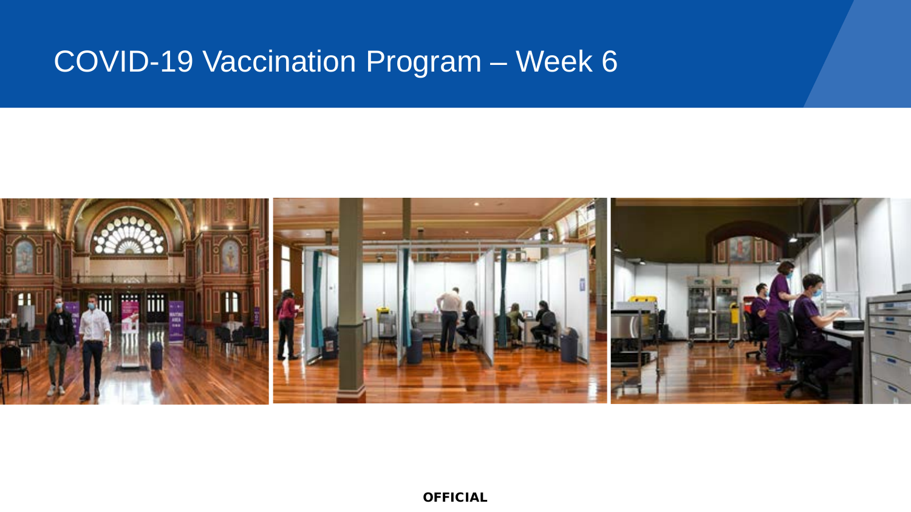# COVID-19 Vaccination Program – Week 6

OFFICIAL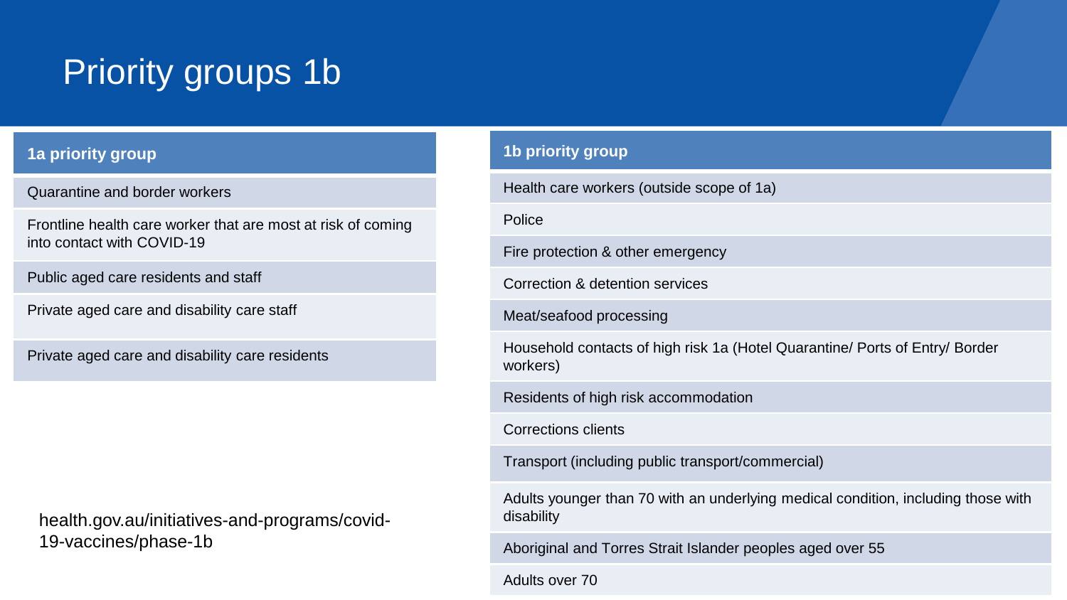# Priority groups 1b

| 1a priority group |
|---|
| Quarantine and border workers |
| Frontline health care worker that are most at risk of coming into contact with COVID-19 |
| Public aged care residents and staff |
| Private aged care and disability care staff |
| Private aged care and disability care residents |

| 1b priority group |
|---|
| Health care workers (outside scope of 1a) |
| Police |
| Fire protection & other emergency |
| Correction & detention services |
| Meat/seafood processing |
| Household contacts of high risk 1a (Hotel Quarantine/ Ports of Entry/ Border workers) |
| Residents of high risk accommodation |
| Corrections clients |
| Transport (including public transport/commercial) |
| Adults younger than 70 with an underlying medical condition, including those with disability |
| Aboriginal and Torres Strait Islander peoples aged over 55 |
| Adults over 70 |

health.gov.au/initiatives-and-programs/covid-19-vaccines/phase-1b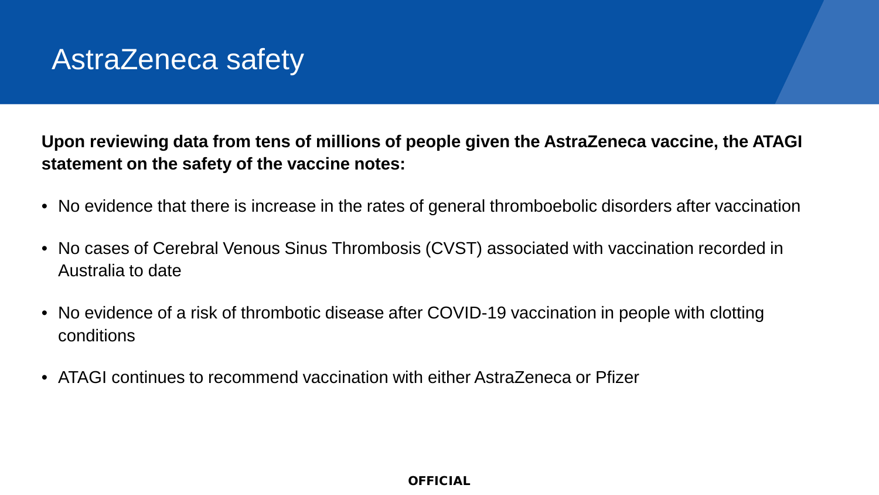# AstraZeneca safety

**Upon reviewing data from tens of millions of people given the AstraZeneca vaccine, the ATAGI statement on the safety of the vaccine notes:**

- No evidence that there is increase in the rates of general thromboebolic disorders after vaccination
- No cases of Cerebral Venous Sinus Thrombosis (CVST) associated with vaccination recorded in Australia to date
- No evidence of a risk of thrombotic disease after COVID-19 vaccination in people with clotting conditions
- ATAGI continues to recommend vaccination with either AstraZeneca or Pfizer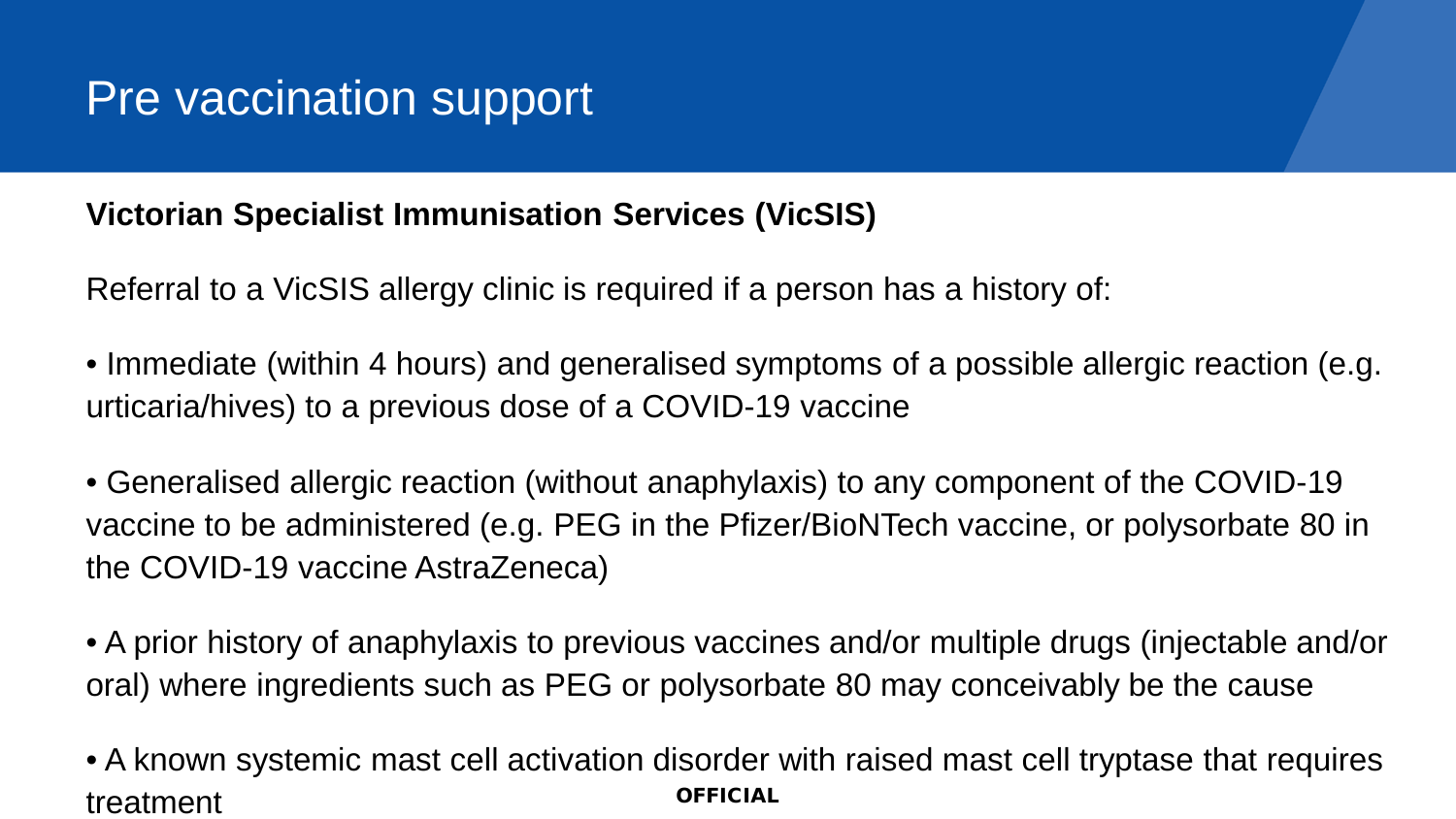# Pre vaccination support

**Victorian Specialist Immunisation Services (VicSIS)**

Referral to a VicSIS allergy clinic is required if a person has a history of:

- Immediate (within 4 hours) and generalised symptoms of a possible allergic reaction (e.g. urticaria/hives) to a previous dose of a COVID-19 vaccine
- Generalised allergic reaction (without anaphylaxis) to any component of the COVID-19 vaccine to be administered (e.g. PEG in the Pfizer/BioNTech vaccine, or polysorbate 80 in the COVID-19 vaccine AstraZeneca)
- A prior history of anaphylaxis to previous vaccines and/or multiple drugs (injectable and/or oral) where ingredients such as PEG or polysorbate 80 may conceivably be the cause
- A known systemic mast cell activation disorder with raised mast cell tryptase that requires treatment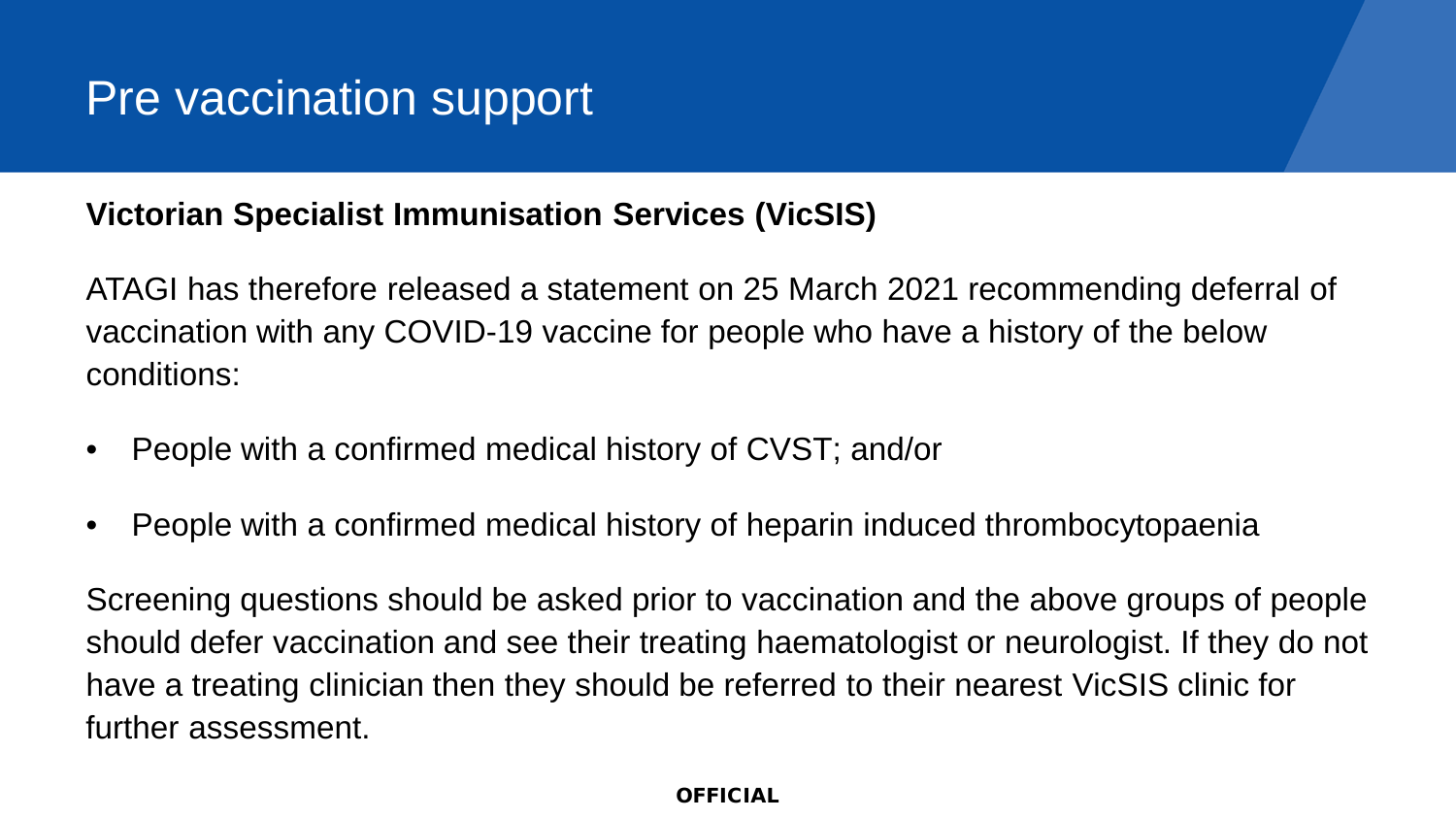# Pre vaccination support

**Victorian Specialist Immunisation Services (VicSIS)**

ATAGI has therefore released a statement on 25 March 2021 recommending deferral of vaccination with any COVID-19 vaccine for people who have a history of the below conditions:

- People with a confirmed medical history of CVST; and/or
- People with a confirmed medical history of heparin induced thrombocytopaenia

Screening questions should be asked prior to vaccination and the above groups of people should defer vaccination and see their treating haematologist or neurologist. If they do not have a treating clinician then they should be referred to their nearest VicSIS clinic for further assessment.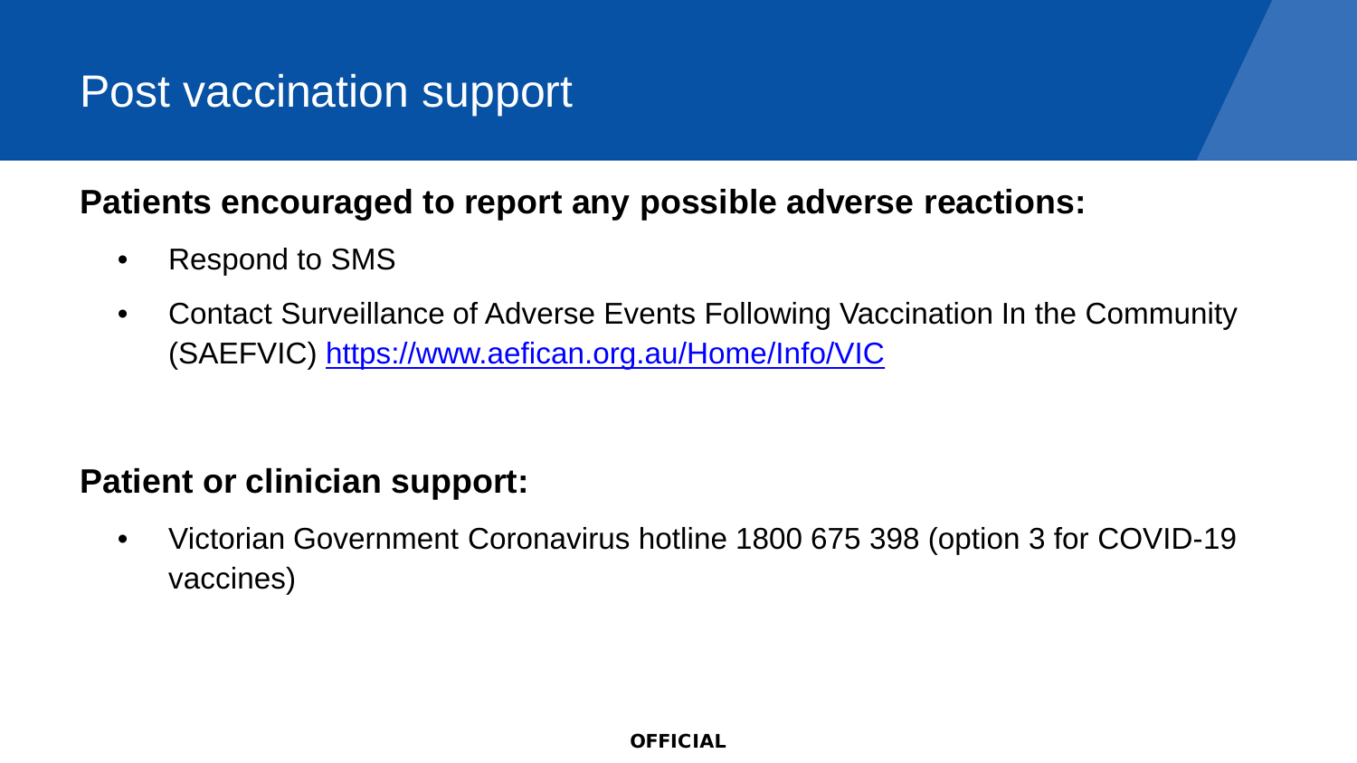# Post vaccination support

**Patients encouraged to report any possible adverse reactions:**

- Respond to SMS
- Contact Surveillance of Adverse Events Following Vaccination In the Community (SAEFVIC) [https://www.aefican.org.au/Home/Info/VIC](https://www.aefican.org.au/Home/Info/VIC)

**Patient or clinician support:**

- Victorian Government Coronavirus hotline 1800 675 398 (option 3 for COVID-19 vaccines)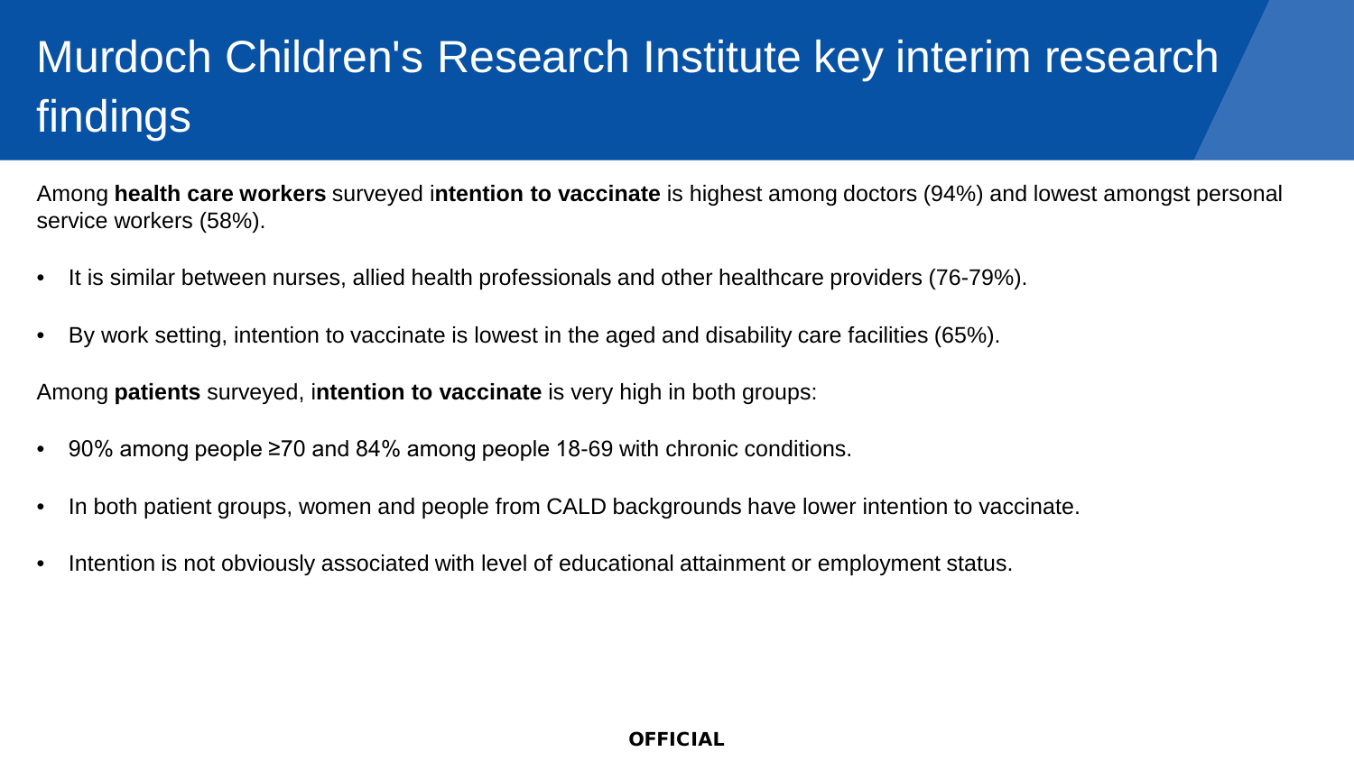# Murdoch Children's Research Institute key interim research findings

Among **health care workers** surveyed i**ntention to vaccinate** is highest among doctors (94%) and lowest amongst personal service workers (58%).

- It is similar between nurses, allied health professionals and other healthcare providers (76-79%).
- By work setting, intention to vaccinate is lowest in the aged and disability care facilities (65%).

Among **patients** surveyed, i**ntention to vaccinate** is very high in both groups:

- 90% among people ≥70 and 84% among people 18-69 with chronic conditions.
- In both patient groups, women and people from CALD backgrounds have lower intention to vaccinate.
- Intention is not obviously associated with level of educational attainment or employment status.

**OFFICIAL**